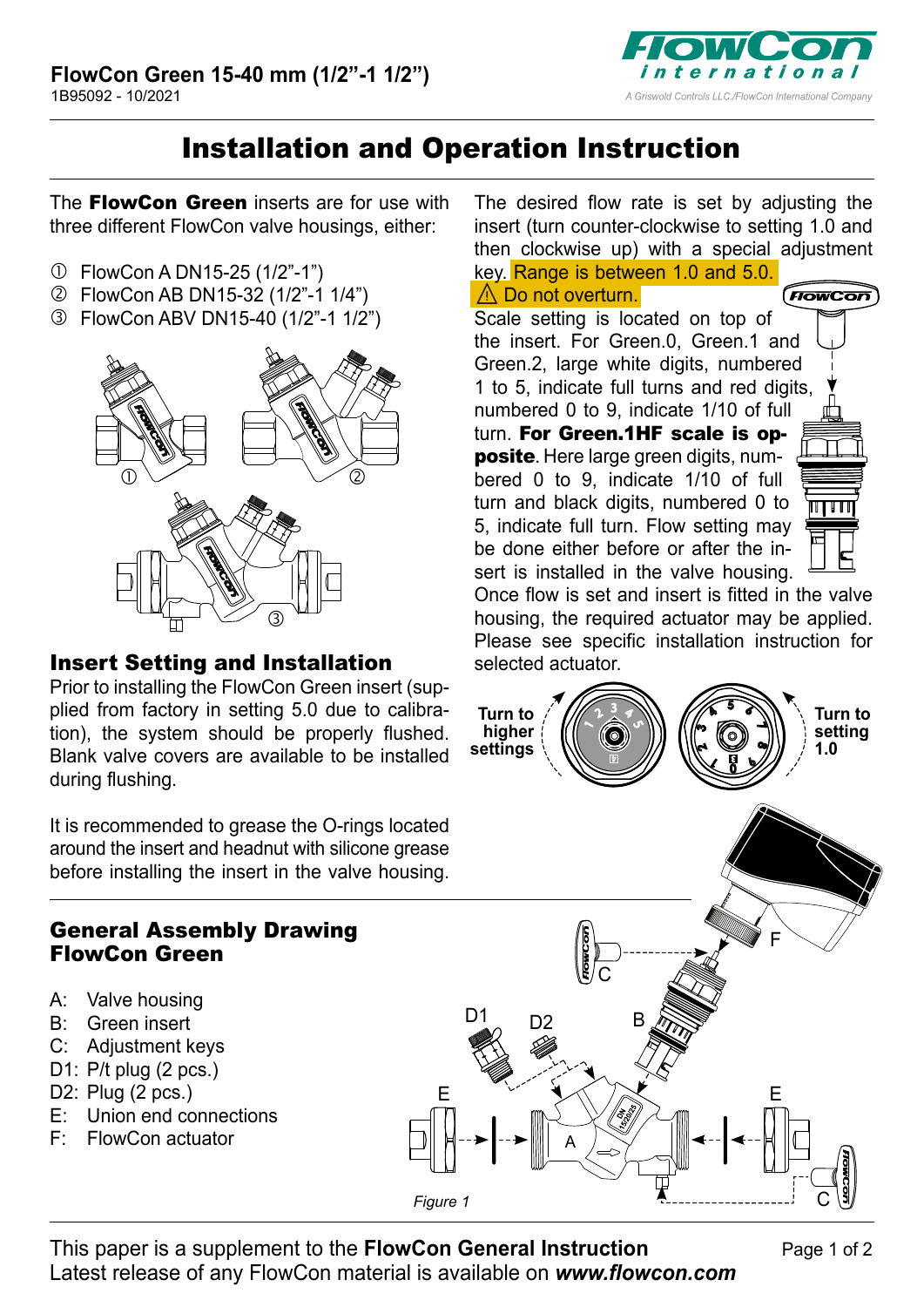**FlowCon Green 15-40 mm (1/2"-1 1/2")**
1B95092 - 10/2021

# Installation and Operation Instruction

The **FlowCon Green** inserts are for use with three different FlowCon valve housings, either:

① FlowCon A DN15-25 (1/2"-1")
② FlowCon AB DN15-32 (1/2"-1 1/4")
③ FlowCon ABV DN15-40 (1/2"-1 1/2")

## Insert Setting and Installation

Prior to installing the FlowCon Green insert (supplied from factory in setting 5.0 due to calibration), the system should be properly flushed. Blank valve covers are available to be installed during flushing.

It is recommended to grease the O-rings located around the insert and headnut with silicone grease before installing the insert in the valve housing.

The desired flow rate is set by adjusting the insert (turn counter-clockwise to setting 1.0 and then clockwise up) with a special adjustment key. Range is between 1.0 and 5.0.
⚠ Do not overturn.

Scale setting is located on top of the insert. For Green.0, Green.1 and Green.2, large white digits, numbered 1 to 5, indicate full turns and red digits, numbered 0 to 9, indicate 1/10 of full turn. **For Green.1HF scale is opposite**. Here large green digits, numbered 0 to 9, indicate 1/10 of full turn and black digits, numbered 0 to 5, indicate full turn. Flow setting may be done either before or after the insert is installed in the valve housing. Once flow is set and insert is fitted in the valve housing, the required actuator may be applied. Please see specific installation instruction for selected actuator.

Turn to higher settings

Turn to setting 1.0

## General Assembly Drawing FlowCon Green

A: Valve housing
B: Green insert
C: Adjustment keys
D1: P/t plug (2 pcs.)
D2: Plug (2 pcs.)
E: Union end connections
F: FlowCon actuator

*Figure 1*

This paper is a supplement to the **FlowCon General Instruction**
Latest release of any FlowCon material is available on ***www.flowcon.com***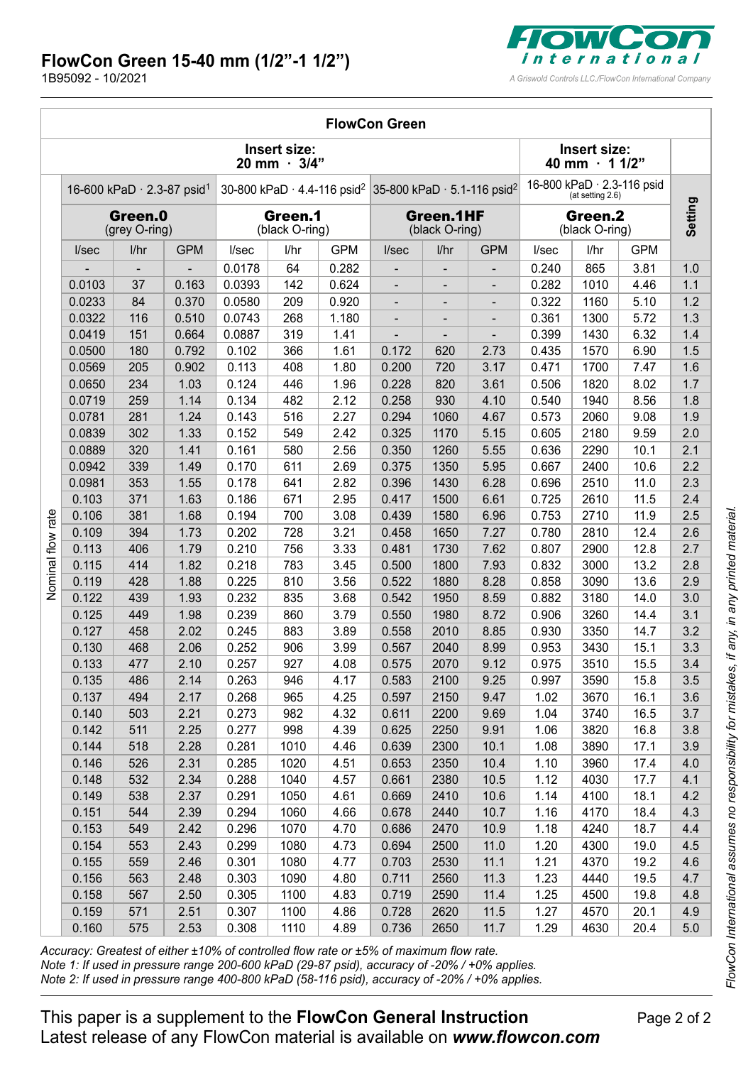# FlowCon Green 15-40 mm (1/2"-1 1/2")

1B95092 - 10/2021

| FlowCon Green | | | | | | | | | | | | | |
|---|---|---|---|---|---|---|---|---|---|---|---|---|---|
| Insert size: 20 mm · 3/4" | | | | | | | | | Insert size: 40 mm · 1 1/2" | | | |
| 16-600 kPaD · 2.3-87 psid[1] | | | 30-800 kPaD · 4.4-116 psid[2] | | | 35-800 kPaD · 5.1-116 psid[2] | | | 16-800 kPaD · 2.3-116 psid (at setting 2.6) | | | Setting |
| Green.0 (grey O-ring) | | | Green.1 (black O-ring) | | | Green.1HF (black O-ring) | | | Green.2 (black O-ring) | | | |
| l/sec | l/hr | GPM | l/sec | l/hr | GPM | l/sec | l/hr | GPM | l/sec | l/hr | GPM | |
| - | - | - | 0.0178 | 64 | 0.282 | - | - | - | 0.240 | 865 | 3.81 | 1.0 |
| 0.0103 | 37 | 0.163 | 0.0393 | 142 | 0.624 | - | - | - | 0.282 | 1010 | 4.46 | 1.1 |
| 0.0233 | 84 | 0.370 | 0.0580 | 209 | 0.920 | - | - | - | 0.322 | 1160 | 5.10 | 1.2 |
| 0.0322 | 116 | 0.510 | 0.0743 | 268 | 1.180 | - | - | - | 0.361 | 1300 | 5.72 | 1.3 |
| 0.0419 | 151 | 0.664 | 0.0887 | 319 | 1.41 | - | - | - | 0.399 | 1430 | 6.32 | 1.4 |
| 0.0500 | 180 | 0.792 | 0.102 | 366 | 1.61 | 0.172 | 620 | 2.73 | 0.435 | 1570 | 6.90 | 1.5 |
| 0.0569 | 205 | 0.902 | 0.113 | 408 | 1.80 | 0.200 | 720 | 3.17 | 0.471 | 1700 | 7.47 | 1.6 |
| 0.0650 | 234 | 1.03 | 0.124 | 446 | 1.96 | 0.228 | 820 | 3.61 | 0.506 | 1820 | 8.02 | 1.7 |
| 0.0719 | 259 | 1.14 | 0.134 | 482 | 2.12 | 0.258 | 930 | 4.10 | 0.540 | 1940 | 8.56 | 1.8 |
| 0.0781 | 281 | 1.24 | 0.143 | 516 | 2.27 | 0.294 | 1060 | 4.67 | 0.573 | 2060 | 9.08 | 1.9 |
| 0.0839 | 302 | 1.33 | 0.152 | 549 | 2.42 | 0.325 | 1170 | 5.15 | 0.605 | 2180 | 9.59 | 2.0 |
| 0.0889 | 320 | 1.41 | 0.161 | 580 | 2.56 | 0.350 | 1260 | 5.55 | 0.636 | 2290 | 10.1 | 2.1 |
| 0.0942 | 339 | 1.49 | 0.170 | 611 | 2.69 | 0.375 | 1350 | 5.95 | 0.667 | 2400 | 10.6 | 2.2 |
| 0.0981 | 353 | 1.55 | 0.178 | 641 | 2.82 | 0.396 | 1430 | 6.28 | 0.696 | 2510 | 11.0 | 2.3 |
| 0.103 | 371 | 1.63 | 0.186 | 671 | 2.95 | 0.417 | 1500 | 6.61 | 0.725 | 2610 | 11.5 | 2.4 |
| 0.106 | 381 | 1.68 | 0.194 | 700 | 3.08 | 0.439 | 1580 | 6.96 | 0.753 | 2710 | 11.9 | 2.5 |
| 0.109 | 394 | 1.73 | 0.202 | 728 | 3.21 | 0.458 | 1650 | 7.27 | 0.780 | 2810 | 12.4 | 2.6 |
| 0.113 | 406 | 1.79 | 0.210 | 756 | 3.33 | 0.481 | 1730 | 7.62 | 0.807 | 2900 | 12.8 | 2.7 |
| 0.115 | 414 | 1.82 | 0.218 | 783 | 3.45 | 0.500 | 1800 | 7.93 | 0.832 | 3000 | 13.2 | 2.8 |
| 0.119 | 428 | 1.88 | 0.225 | 810 | 3.56 | 0.522 | 1880 | 8.28 | 0.858 | 3090 | 13.6 | 2.9 |
| 0.122 | 439 | 1.93 | 0.232 | 835 | 3.68 | 0.542 | 1950 | 8.59 | 0.882 | 3180 | 14.0 | 3.0 |
| 0.125 | 449 | 1.98 | 0.239 | 860 | 3.79 | 0.550 | 1980 | 8.72 | 0.906 | 3260 | 14.4 | 3.1 |
| 0.127 | 458 | 2.02 | 0.245 | 883 | 3.89 | 0.558 | 2010 | 8.85 | 0.930 | 3350 | 14.7 | 3.2 |
| 0.130 | 468 | 2.06 | 0.252 | 906 | 3.99 | 0.567 | 2040 | 8.99 | 0.953 | 3430 | 15.1 | 3.3 |
| 0.133 | 477 | 2.10 | 0.257 | 927 | 4.08 | 0.575 | 2070 | 9.12 | 0.975 | 3510 | 15.5 | 3.4 |
| 0.135 | 486 | 2.14 | 0.263 | 946 | 4.17 | 0.583 | 2100 | 9.25 | 0.997 | 3590 | 15.8 | 3.5 |
| 0.137 | 494 | 2.17 | 0.268 | 965 | 4.25 | 0.597 | 2150 | 9.47 | 1.02 | 3670 | 16.1 | 3.6 |
| 0.140 | 503 | 2.21 | 0.273 | 982 | 4.32 | 0.611 | 2200 | 9.69 | 1.04 | 3740 | 16.5 | 3.7 |
| 0.142 | 511 | 2.25 | 0.277 | 998 | 4.39 | 0.625 | 2250 | 9.91 | 1.06 | 3820 | 16.8 | 3.8 |
| 0.144 | 518 | 2.28 | 0.281 | 1010 | 4.46 | 0.639 | 2300 | 10.1 | 1.08 | 3890 | 17.1 | 3.9 |
| 0.146 | 526 | 2.31 | 0.285 | 1020 | 4.51 | 0.653 | 2350 | 10.4 | 1.10 | 3960 | 17.4 | 4.0 |
| 0.148 | 532 | 2.34 | 0.288 | 1040 | 4.57 | 0.661 | 2380 | 10.5 | 1.12 | 4030 | 17.7 | 4.1 |
| 0.149 | 538 | 2.37 | 0.291 | 1050 | 4.61 | 0.669 | 2410 | 10.6 | 1.14 | 4100 | 18.1 | 4.2 |
| 0.151 | 544 | 2.39 | 0.294 | 1060 | 4.66 | 0.678 | 2440 | 10.7 | 1.16 | 4170 | 18.4 | 4.3 |
| 0.153 | 549 | 2.42 | 0.296 | 1070 | 4.70 | 0.686 | 2470 | 10.9 | 1.18 | 4240 | 18.7 | 4.4 |
| 0.154 | 553 | 2.43 | 0.299 | 1080 | 4.73 | 0.694 | 2500 | 11.0 | 1.20 | 4300 | 19.0 | 4.5 |
| 0.155 | 559 | 2.46 | 0.301 | 1080 | 4.77 | 0.703 | 2530 | 11.1 | 1.21 | 4370 | 19.2 | 4.6 |
| 0.156 | 563 | 2.48 | 0.303 | 1090 | 4.80 | 0.711 | 2560 | 11.3 | 1.23 | 4440 | 19.5 | 4.7 |
| 0.158 | 567 | 2.50 | 0.305 | 1100 | 4.83 | 0.719 | 2590 | 11.4 | 1.25 | 4500 | 19.8 | 4.8 |
| 0.159 | 571 | 2.51 | 0.307 | 1100 | 4.86 | 0.728 | 2620 | 11.5 | 1.27 | 4570 | 20.1 | 4.9 |
| 0.160 | 575 | 2.53 | 0.308 | 1110 | 4.89 | 0.736 | 2650 | 11.7 | 1.29 | 4630 | 20.4 | 5.0 |

Nominal flow rate

*Accuracy: Greatest of either ±10% of controlled flow rate or ±5% of maximum flow rate.*
*Note 1: If used in pressure range 200-600 kPaD (29-87 psid), accuracy of -20% / +0% applies.*
*Note 2: If used in pressure range 400-800 kPaD (58-116 psid), accuracy of -20% / +0% applies.*

*FlowCon International assumes no responsibility for mistakes, if any, in any printed material.*

This paper is a supplement to the **FlowCon General Instruction**
Latest release of any FlowCon material is available on ***www.flowcon.com***